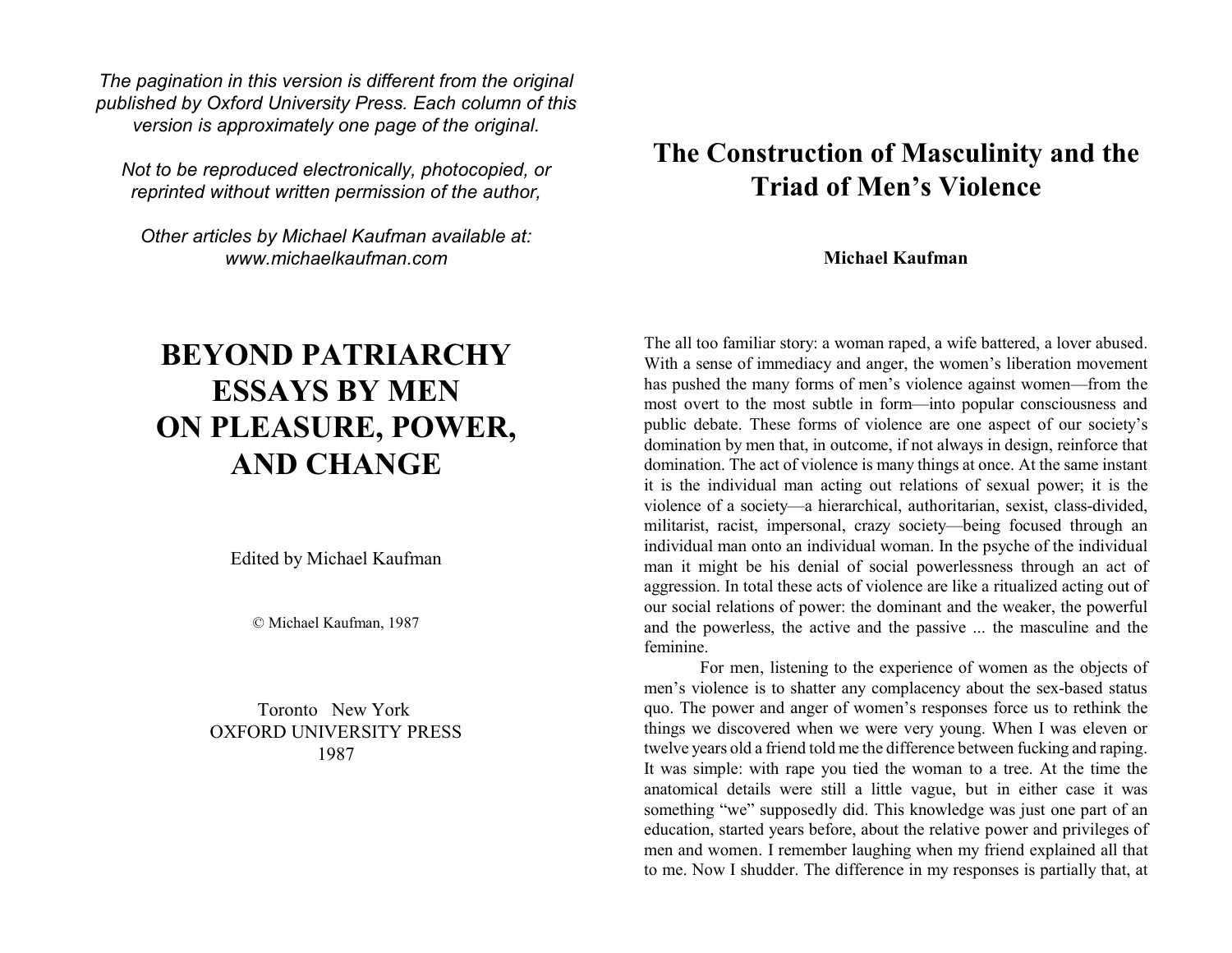*The pagination in this version is different from the original published by Oxford University Press. Each column of this version is approximately one page of the original.*

*Not to be reproduced electronically, photocopied, or reprinted without written permission of the author,*

*Other articles by Michael Kaufman available at: www.michaelkaufman.com*

# BEYOND PATRIARCHY ESSAYS BY MEN ON PLEASURE, POWER, AND CHANGE

Edited by Michael Kaufman

© Michael Kaufman, 1987

Toronto New York
OXFORD UNIVERSITY PRESS
1987

# The Construction of Masculinity and the Triad of Men's Violence

**Michael Kaufman**

The all too familiar story: a woman raped, a wife battered, a lover abused. With a sense of immediacy and anger, the women's liberation movement has pushed the many forms of men's violence against women—from the most overt to the most subtle in form—into popular consciousness and public debate. These forms of violence are one aspect of our society's domination by men that, in outcome, if not always in design, reinforce that domination. The act of violence is many things at once. At the same instant it is the individual man acting out relations of sexual power; it is the violence of a society—a hierarchical, authoritarian, sexist, class-divided, militarist, racist, impersonal, crazy society—being focused through an individual man onto an individual woman. In the psyche of the individual man it might be his denial of social powerlessness through an act of aggression. In total these acts of violence are like a ritualized acting out of our social relations of power: the dominant and the weaker, the powerful and the powerless, the active and the passive ... the masculine and the feminine.

For men, listening to the experience of women as the objects of men's violence is to shatter any complacency about the sex-based status quo. The power and anger of women's responses force us to rethink the things we discovered when we were very young. When I was eleven or twelve years old a friend told me the difference between fucking and raping. It was simple: with rape you tied the woman to a tree. At the time the anatomical details were still a little vague, but in either case it was something "we" supposedly did. This knowledge was just one part of an education, started years before, about the relative power and privileges of men and women. I remember laughing when my friend explained all that to me. Now I shudder. The difference in my responses is partially that, at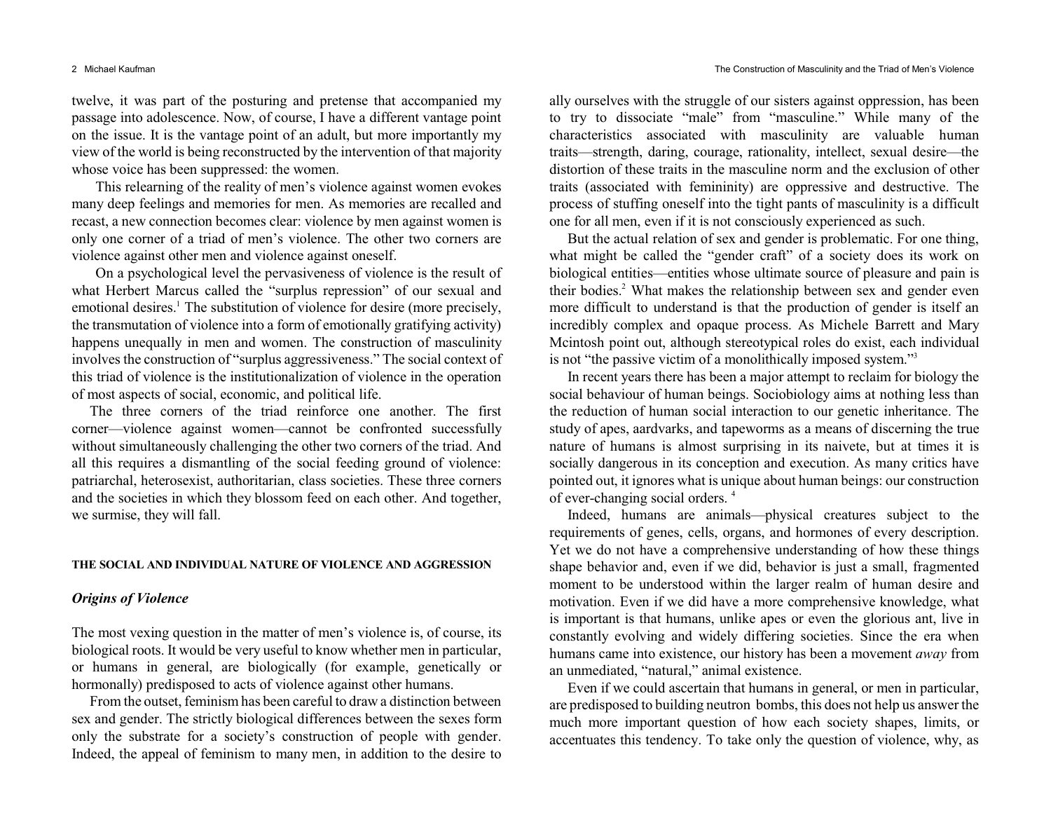twelve, it was part of the posturing and pretense that accompanied my passage into adolescence. Now, of course, I have a different vantage point on the issue. It is the vantage point of an adult, but more importantly my view of the world is being reconstructed by the intervention of that majority whose voice has been suppressed: the women.

This relearning of the reality of men's violence against women evokes many deep feelings and memories for men. As memories are recalled and recast, a new connection becomes clear: violence by men against women is only one corner of a triad of men's violence. The other two corners are violence against other men and violence against oneself.

On a psychological level the pervasiveness of violence is the result of what Herbert Marcus called the "surplus repression" of our sexual and emotional desires.[1] The substitution of violence for desire (more precisely, the transmutation of violence into a form of emotionally gratifying activity) happens unequally in men and women. The construction of masculinity involves the construction of "surplus aggressiveness." The social context of this triad of violence is the institutionalization of violence in the operation of most aspects of social, economic, and political life.

The three corners of the triad reinforce one another. The first corner—violence against women—cannot be confronted successfully without simultaneously challenging the other two corners of the triad. And all this requires a dismantling of the social feeding ground of violence: patriarchal, heterosexist, authoritarian, class societies. These three corners and the societies in which they blossom feed on each other. And together, we surmise, they will fall.

#### THE SOCIAL AND INDIVIDUAL NATURE OF VIOLENCE AND AGGRESSION

### *Origins of Violence*

The most vexing question in the matter of men's violence is, of course, its biological roots. It would be very useful to know whether men in particular, or humans in general, are biologically (for example, genetically or hormonally) predisposed to acts of violence against other humans.

From the outset, feminism has been careful to draw a distinction between sex and gender. The strictly biological differences between the sexes form only the substrate for a society's construction of people with gender. Indeed, the appeal of feminism to many men, in addition to the desire to ally ourselves with the struggle of our sisters against oppression, has been to try to dissociate "male" from "masculine." While many of the characteristics associated with masculinity are valuable human traits—strength, daring, courage, rationality, intellect, sexual desire—the distortion of these traits in the masculine norm and the exclusion of other traits (associated with femininity) are oppressive and destructive. The process of stuffing oneself into the tight pants of masculinity is a difficult one for all men, even if it is not consciously experienced as such.

But the actual relation of sex and gender is problematic. For one thing, what might be called the "gender craft" of a society does its work on biological entities—entities whose ultimate source of pleasure and pain is their bodies.[2] What makes the relationship between sex and gender even more difficult to understand is that the production of gender is itself an incredibly complex and opaque process. As Michele Barrett and Mary Mcintosh point out, although stereotypical roles do exist, each individual is not "the passive victim of a monolithically imposed system."[3]

In recent years there has been a major attempt to reclaim for biology the social behaviour of human beings. Sociobiology aims at nothing less than the reduction of human social interaction to our genetic inheritance. The study of apes, aardvarks, and tapeworms as a means of discerning the true nature of humans is almost surprising in its naivete, but at times it is socially dangerous in its conception and execution. As many critics have pointed out, it ignores what is unique about human beings: our construction of ever-changing social orders.[4]

Indeed, humans are animals—physical creatures subject to the requirements of genes, cells, organs, and hormones of every description. Yet we do not have a comprehensive understanding of how these things shape behavior and, even if we did, behavior is just a small, fragmented moment to be understood within the larger realm of human desire and motivation. Even if we did have a more comprehensive knowledge, what is important is that humans, unlike apes or even the glorious ant, live in constantly evolving and widely differing societies. Since the era when humans came into existence, our history has been a movement *away* from an unmediated, "natural," animal existence.

Even if we could ascertain that humans in general, or men in particular, are predisposed to building neutron bombs, this does not help us answer the much more important question of how each society shapes, limits, or accentuates this tendency. To take only the question of violence, why, as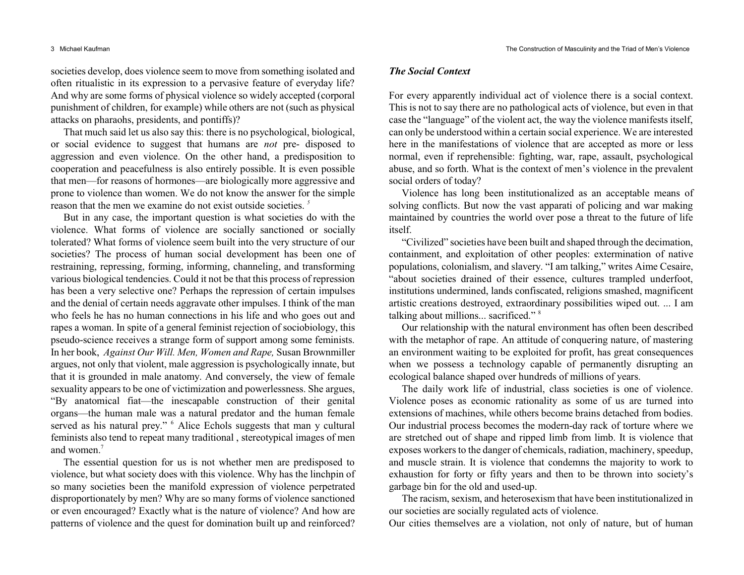societies develop, does violence seem to move from something isolated and often ritualistic in its expression to a pervasive feature of everyday life? And why are some forms of physical violence so widely accepted (corporal punishment of children, for example) while others are not (such as physical attacks on pharaohs, presidents, and pontiffs)?

That much said let us also say this: there is no psychological, biological, or social evidence to suggest that humans are *not* pre- disposed to aggression and even violence. On the other hand, a predisposition to cooperation and peacefulness is also entirely possible. It is even possible that men—for reasons of hormones—are biologically more aggressive and prone to violence than women. We do not know the answer for the simple reason that the men we examine do not exist outside societies. [5]

But in any case, the important question is what societies do with the violence. What forms of violence are socially sanctioned or socially tolerated? What forms of violence seem built into the very structure of our societies? The process of human social development has been one of restraining, repressing, forming, informing, channeling, and transforming various biological tendencies. Could it not be that this process of repression has been a very selective one? Perhaps the repression of certain impulses and the denial of certain needs aggravate other impulses. I think of the man who feels he has no human connections in his life and who goes out and rapes a woman. In spite of a general feminist rejection of sociobiology, this pseudo-science receives a strange form of support among some feminists. In her book, *Against Our Will. Men, Women and Rape,* Susan Brownmiller argues, not only that violent, male aggression is psychologically innate, but that it is grounded in male anatomy. And conversely, the view of female sexuality appears to be one of victimization and powerlessness. She argues, "By anatomical fiat—the inescapable construction of their genital organs—the human male was a natural predator and the human female served as his natural prey." [6] Alice Echols suggests that man y cultural feminists also tend to repeat many traditional , stereotypical images of men and women.[7]

The essential question for us is not whether men are predisposed to violence, but what society does with this violence. Why has the linchpin of so many societies been the manifold expression of violence perpetrated disproportionately by men? Why are so many forms of violence sanctioned or even encouraged? Exactly what is the nature of violence? And how are patterns of violence and the quest for domination built up and reinforced?

### *The Social Context*

For every apparently individual act of violence there is a social context. This is not to say there are no pathological acts of violence, but even in that case the "language" of the violent act, the way the violence manifests itself, can only be understood within a certain social experience. We are interested here in the manifestations of violence that are accepted as more or less normal, even if reprehensible: fighting, war, rape, assault, psychological abuse, and so forth. What is the context of men's violence in the prevalent social orders of today?

Violence has long been institutionalized as an acceptable means of solving conflicts. But now the vast apparati of policing and war making maintained by countries the world over pose a threat to the future of life itself.

"Civilized" societies have been built and shaped through the decimation, containment, and exploitation of other peoples: extermination of native populations, colonialism, and slavery. "I am talking," writes Aime Cesaire, "about societies drained of their essence, cultures trampled underfoot, institutions undermined, lands confiscated, religions smashed, magnificent artistic creations destroyed, extraordinary possibilities wiped out. ... I am talking about millions... sacrificed." [8]

Our relationship with the natural environment has often been described with the metaphor of rape. An attitude of conquering nature, of mastering an environment waiting to be exploited for profit, has great consequences when we possess a technology capable of permanently disrupting an ecological balance shaped over hundreds of millions of years.

The daily work life of industrial, class societies is one of violence. Violence poses as economic rationality as some of us are turned into extensions of machines, while others become brains detached from bodies. Our industrial process becomes the modern-day rack of torture where we are stretched out of shape and ripped limb from limb. It is violence that exposes workers to the danger of chemicals, radiation, machinery, speedup, and muscle strain. It is violence that condemns the majority to work to exhaustion for forty or fifty years and then to be thrown into society's garbage bin for the old and used-up.

The racism, sexism, and heterosexism that have been institutionalized in our societies are socially regulated acts of violence.

Our cities themselves are a violation, not only of nature, but of human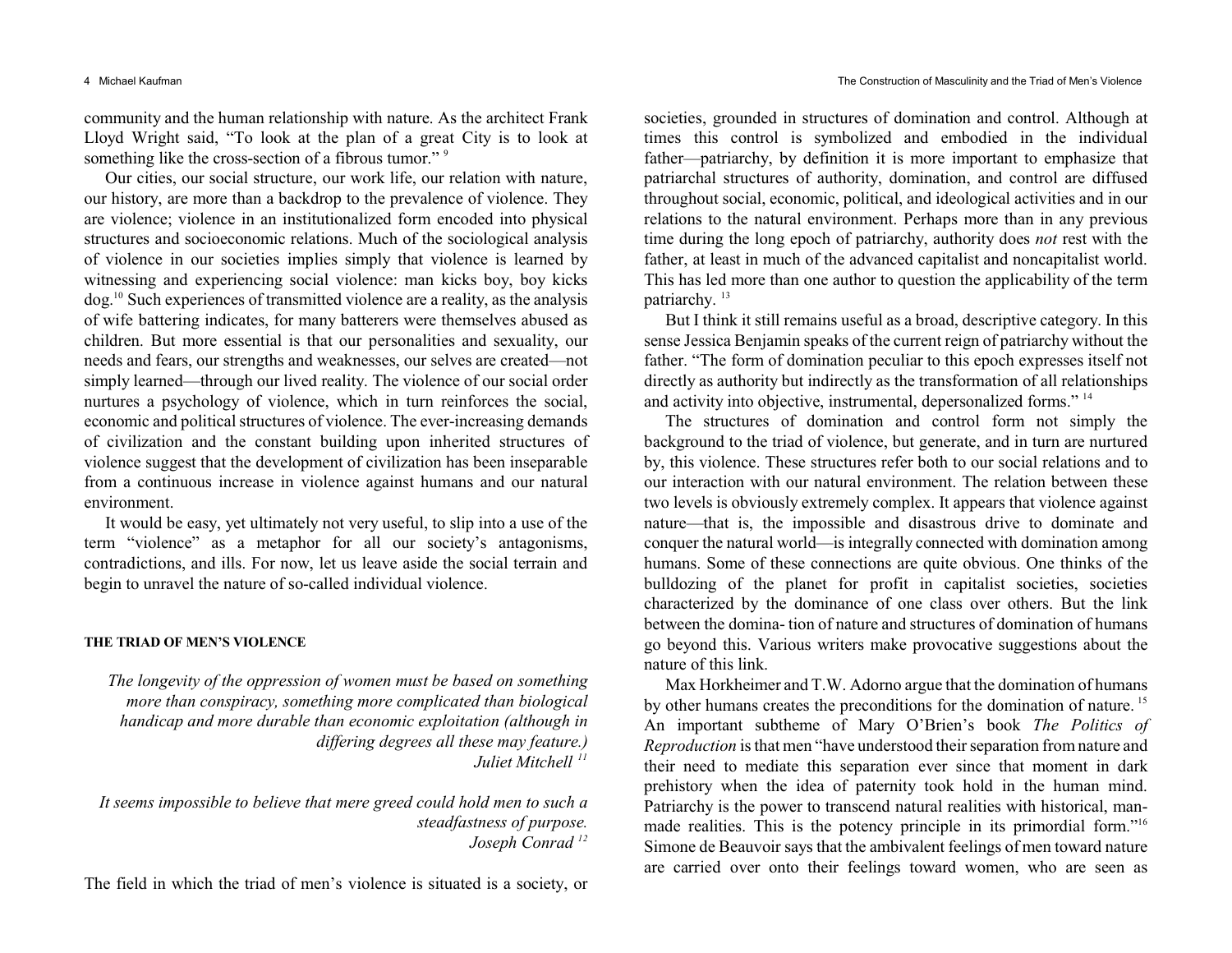community and the human relationship with nature. As the architect Frank Lloyd Wright said, "To look at the plan of a great City is to look at something like the cross-section of a fibrous tumor." [9]

Our cities, our social structure, our work life, our relation with nature, our history, are more than a backdrop to the prevalence of violence. They are violence; violence in an institutionalized form encoded into physical structures and socioeconomic relations. Much of the sociological analysis of violence in our societies implies simply that violence is learned by witnessing and experiencing social violence: man kicks boy, boy kicks dog.[10] Such experiences of transmitted violence are a reality, as the analysis of wife battering indicates, for many batterers were themselves abused as children. But more essential is that our personalities and sexuality, our needs and fears, our strengths and weaknesses, our selves are created—not simply learned—through our lived reality. The violence of our social order nurtures a psychology of violence, which in turn reinforces the social, economic and political structures of violence. The ever-increasing demands of civilization and the constant building upon inherited structures of violence suggest that the development of civilization has been inseparable from a continuous increase in violence against humans and our natural environment.

It would be easy, yet ultimately not very useful, to slip into a use of the term "violence" as a metaphor for all our society's antagonisms, contradictions, and ills. For now, let us leave aside the social terrain and begin to unravel the nature of so-called individual violence.

## THE TRIAD OF MEN'S VIOLENCE

> *The longevity of the oppression of women must be based on something more than conspiracy, something more complicated than biological handicap and more durable than economic exploitation (although in differing degrees all these may feature.)*
> *Juliet Mitchell* [11]

> *It seems impossible to believe that mere greed could hold men to such a steadfastness of purpose.*
> *Joseph Conrad* [12]

The field in which the triad of men's violence is situated is a society, or societies, grounded in structures of domination and control. Although at times this control is symbolized and embodied in the individual father—patriarchy, by definition it is more important to emphasize that patriarchal structures of authority, domination, and control are diffused throughout social, economic, political, and ideological activities and in our relations to the natural environment. Perhaps more than in any previous time during the long epoch of patriarchy, authority does *not* rest with the father, at least in much of the advanced capitalist and noncapitalist world. This has led more than one author to question the applicability of the term patriarchy. [13]

But I think it still remains useful as a broad, descriptive category. In this sense Jessica Benjamin speaks of the current reign of patriarchy without the father. "The form of domination peculiar to this epoch expresses itself not directly as authority but indirectly as the transformation of all relationships and activity into objective, instrumental, depersonalized forms." [14]

The structures of domination and control form not simply the background to the triad of violence, but generate, and in turn are nurtured by, this violence. These structures refer both to our social relations and to our interaction with our natural environment. The relation between these two levels is obviously extremely complex. It appears that violence against nature—that is, the impossible and disastrous drive to dominate and conquer the natural world—is integrally connected with domination among humans. Some of these connections are quite obvious. One thinks of the bulldozing of the planet for profit in capitalist societies, societies characterized by the dominance of one class over others. But the link between the domina- tion of nature and structures of domination of humans go beyond this. Various writers make provocative suggestions about the nature of this link.

Max Horkheimer and T.W. Adorno argue that the domination of humans by other humans creates the preconditions for the domination of nature. [15] An important subtheme of Mary O'Brien's book *The Politics of Reproduction* is that men "have understood their separation from nature and their need to mediate this separation ever since that moment in dark prehistory when the idea of paternity took hold in the human mind. Patriarchy is the power to transcend natural realities with historical, man-made realities. This is the potency principle in its primordial form."[16] Simone de Beauvoir says that the ambivalent feelings of men toward nature are carried over onto their feelings toward women, who are seen as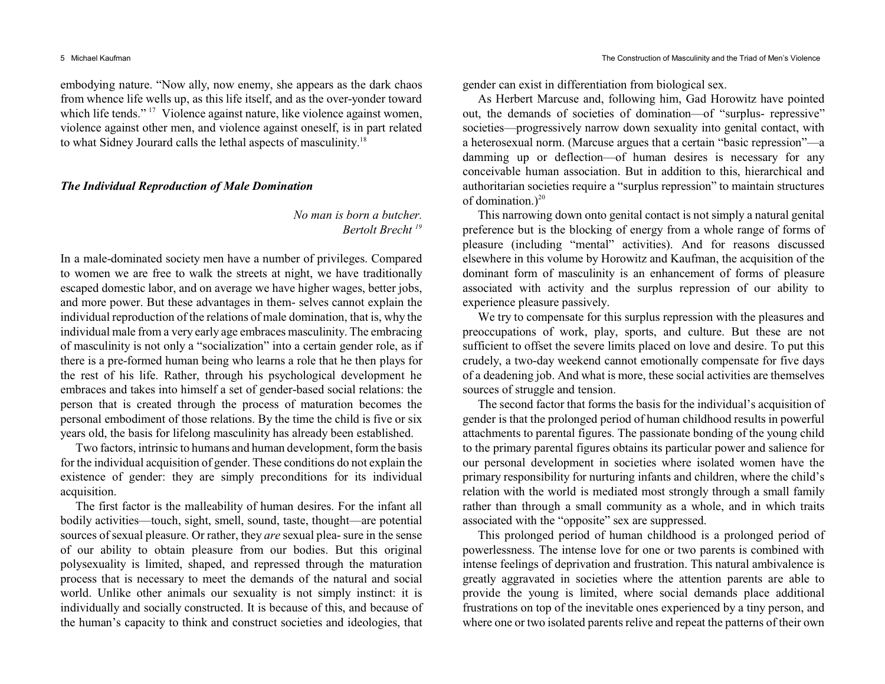embodying nature. "Now ally, now enemy, she appears as the dark chaos from whence life wells up, as this life itself, and as the over-yonder toward which life tends." [17] Violence against nature, like violence against women, violence against other men, and violence against oneself, is in part related to what Sidney Jourard calls the lethal aspects of masculinity.[18]

### *The Individual Reproduction of Male Domination*

> *No man is born a butcher.*
> *Bertolt Brecht* [19]

In a male-dominated society men have a number of privileges. Compared to women we are free to walk the streets at night, we have traditionally escaped domestic labor, and on average we have higher wages, better jobs, and more power. But these advantages in them- selves cannot explain the individual reproduction of the relations of male domination, that is, why the individual male from a very early age embraces masculinity. The embracing of masculinity is not only a "socialization" into a certain gender role, as if there is a pre-formed human being who learns a role that he then plays for the rest of his life. Rather, through his psychological development he embraces and takes into himself a set of gender-based social relations: the person that is created through the process of maturation becomes the personal embodiment of those relations. By the time the child is five or six years old, the basis for lifelong masculinity has already been established.

Two factors, intrinsic to humans and human development, form the basis for the individual acquisition of gender. These conditions do not explain the existence of gender: they are simply preconditions for its individual acquisition.

The first factor is the malleability of human desires. For the infant all bodily activities—touch, sight, smell, sound, taste, thought—are potential sources of sexual pleasure. Or rather, they *are* sexual plea- sure in the sense of our ability to obtain pleasure from our bodies. But this original polysexuality is limited, shaped, and repressed through the maturation process that is necessary to meet the demands of the natural and social world. Unlike other animals our sexuality is not simply instinct: it is individually and socially constructed. It is because of this, and because of the human's capacity to think and construct societies and ideologies, that gender can exist in differentiation from biological sex.

As Herbert Marcuse and, following him, Gad Horowitz have pointed out, the demands of societies of domination—of "surplus- repressive" societies—progressively narrow down sexuality into genital contact, with a heterosexual norm. (Marcuse argues that a certain "basic repression"—a damming up or deflection—of human desires is necessary for any conceivable human association. But in addition to this, hierarchical and authoritarian societies require a "surplus repression" to maintain structures of domination.)[20]

This narrowing down onto genital contact is not simply a natural genital preference but is the blocking of energy from a whole range of forms of pleasure (including "mental" activities). And for reasons discussed elsewhere in this volume by Horowitz and Kaufman, the acquisition of the dominant form of masculinity is an enhancement of forms of pleasure associated with activity and the surplus repression of our ability to experience pleasure passively.

We try to compensate for this surplus repression with the pleasures and preoccupations of work, play, sports, and culture. But these are not sufficient to offset the severe limits placed on love and desire. To put this crudely, a two-day weekend cannot emotionally compensate for five days of a deadening job. And what is more, these social activities are themselves sources of struggle and tension.

The second factor that forms the basis for the individual's acquisition of gender is that the prolonged period of human childhood results in powerful attachments to parental figures. The passionate bonding of the young child to the primary parental figures obtains its particular power and salience for our personal development in societies where isolated women have the primary responsibility for nurturing infants and children, where the child's relation with the world is mediated most strongly through a small family rather than through a small community as a whole, and in which traits associated with the "opposite" sex are suppressed.

This prolonged period of human childhood is a prolonged period of powerlessness. The intense love for one or two parents is combined with intense feelings of deprivation and frustration. This natural ambivalence is greatly aggravated in societies where the attention parents are able to provide the young is limited, where social demands place additional frustrations on top of the inevitable ones experienced by a tiny person, and where one or two isolated parents relive and repeat the patterns of their own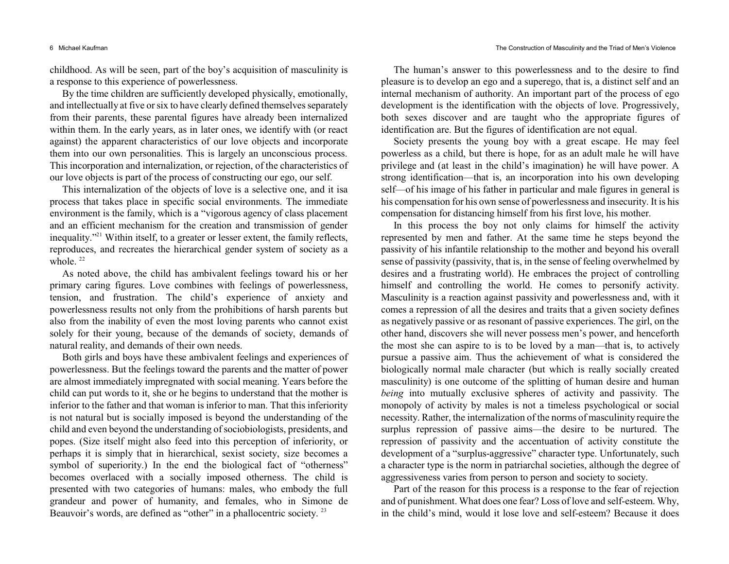childhood. As will be seen, part of the boy's acquisition of masculinity is a response to this experience of powerlessness.

By the time children are sufficiently developed physically, emotionally, and intellectually at five or six to have clearly defined themselves separately from their parents, these parental figures have already been internalized within them. In the early years, as in later ones, we identify with (or react against) the apparent characteristics of our love objects and incorporate them into our own personalities. This is largely an unconscious process. This incorporation and internalization, or rejection, of the characteristics of our love objects is part of the process of constructing our ego, our self.

This internalization of the objects of love is a selective one, and it isa process that takes place in specific social environments. The immediate environment is the family, which is a "vigorous agency of class placement and an efficient mechanism for the creation and transmission of gender inequality."[21] Within itself, to a greater or lesser extent, the family reflects, reproduces, and recreates the hierarchical gender system of society as a whole. [22]

As noted above, the child has ambivalent feelings toward his or her primary caring figures. Love combines with feelings of powerlessness, tension, and frustration. The child's experience of anxiety and powerlessness results not only from the prohibitions of harsh parents but also from the inability of even the most loving parents who cannot exist solely for their young, because of the demands of society, demands of natural reality, and demands of their own needs.

Both girls and boys have these ambivalent feelings and experiences of powerlessness. But the feelings toward the parents and the matter of power are almost immediately impregnated with social meaning. Years before the child can put words to it, she or he begins to understand that the mother is inferior to the father and that woman is inferior to man. That this inferiority is not natural but is socially imposed is beyond the understanding of the child and even beyond the understanding of sociobiologists, presidents, and popes. (Size itself might also feed into this perception of inferiority, or perhaps it is simply that in hierarchical, sexist society, size becomes a symbol of superiority.) In the end the biological fact of "otherness" becomes overlaced with a socially imposed otherness. The child is presented with two categories of humans: males, who embody the full grandeur and power of humanity, and females, who in Simone de Beauvoir's words, are defined as "other" in a phallocentric society. [23]

The human's answer to this powerlessness and to the desire to find pleasure is to develop an ego and a superego, that is, a distinct self and an internal mechanism of authority. An important part of the process of ego development is the identification with the objects of love. Progressively, both sexes discover and are taught who the appropriate figures of identification are. But the figures of identification are not equal.

Society presents the young boy with a great escape. He may feel powerless as a child, but there is hope, for as an adult male he will have privilege and (at least in the child's imagination) he will have power. A strong identification—that is, an incorporation into his own developing self—of his image of his father in particular and male figures in general is his compensation for his own sense of powerlessness and insecurity. It is his compensation for distancing himself from his first love, his mother.

In this process the boy not only claims for himself the activity represented by men and father. At the same time he steps beyond the passivity of his infantile relationship to the mother and beyond his overall sense of passivity (passivity, that is, in the sense of feeling overwhelmed by desires and a frustrating world). He embraces the project of controlling himself and controlling the world. He comes to personify activity. Masculinity is a reaction against passivity and powerlessness and, with it comes a repression of all the desires and traits that a given society defines as negatively passive or as resonant of passive experiences. The girl, on the other hand, discovers she will never possess men's power, and henceforth the most she can aspire to is to be loved by a man—that is, to actively pursue a passive aim. Thus the achievement of what is considered the biologically normal male character (but which is really socially created masculinity) is one outcome of the splitting of human desire and human *being* into mutually exclusive spheres of activity and passivity. The monopoly of activity by males is not a timeless psychological or social necessity. Rather, the internalization of the norms of masculinity require the surplus repression of passive aims—the desire to be nurtured. The repression of passivity and the accentuation of activity constitute the development of a "surplus-aggressive" character type. Unfortunately, such a character type is the norm in patriarchal societies, although the degree of aggressiveness varies from person to person and society to society.

Part of the reason for this process is a response to the fear of rejection and of punishment. What does one fear? Loss of love and self-esteem. Why, in the child's mind, would it lose love and self-esteem? Because it does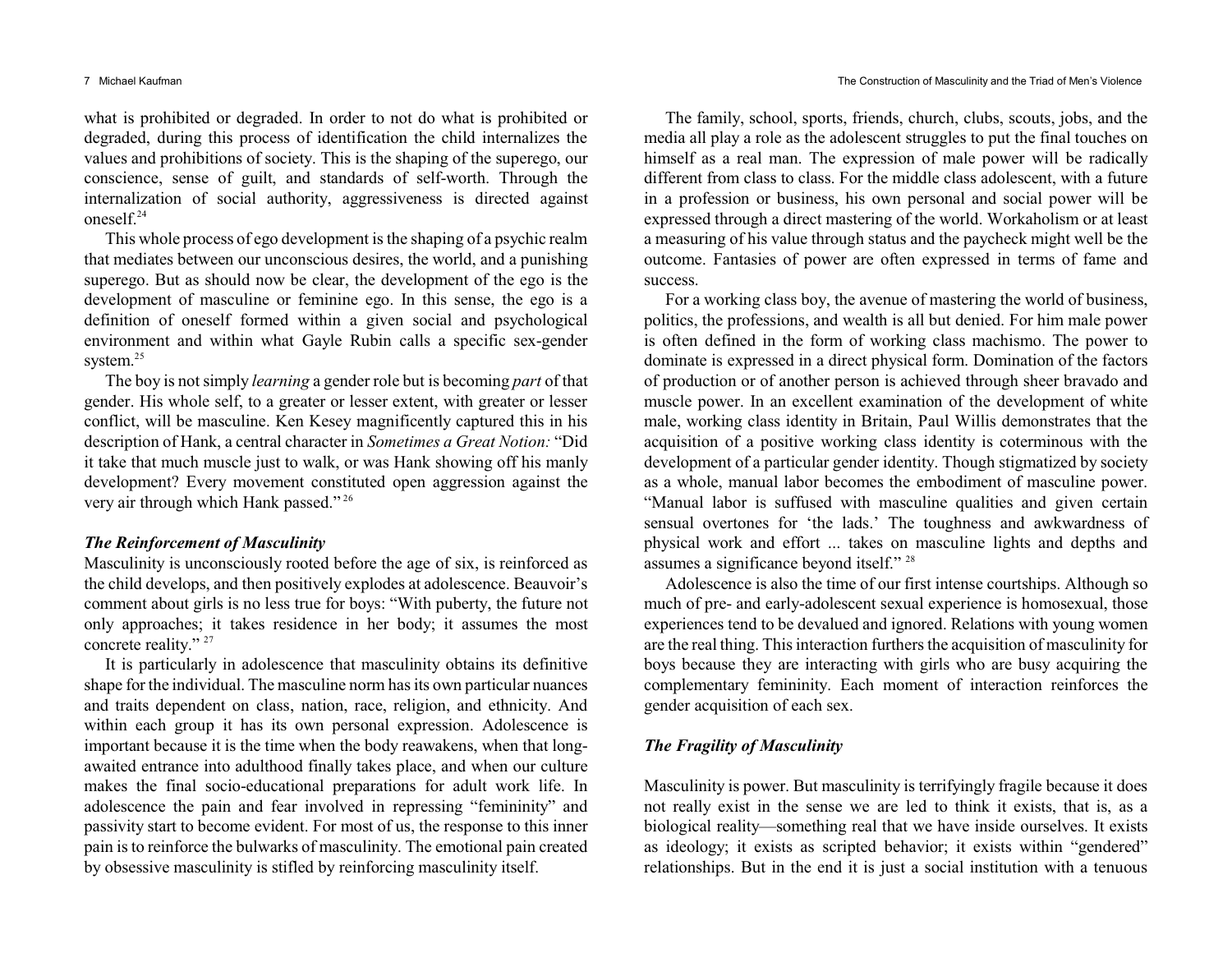what is prohibited or degraded. In order to not do what is prohibited or degraded, during this process of identification the child internalizes the values and prohibitions of society. This is the shaping of the superego, our conscience, sense of guilt, and standards of self-worth. Through the internalization of social authority, aggressiveness is directed against oneself.[24]

This whole process of ego development is the shaping of a psychic realm that mediates between our unconscious desires, the world, and a punishing superego. But as should now be clear, the development of the ego is the development of masculine or feminine ego. In this sense, the ego is a definition of oneself formed within a given social and psychological environment and within what Gayle Rubin calls a specific sex-gender system.[25]

The boy is not simply *learning* a gender role but is becoming *part* of that gender. His whole self, to a greater or lesser extent, with greater or lesser conflict, will be masculine. Ken Kesey magnificently captured this in his description of Hank, a central character in *Sometimes a Great Notion:* "Did it take that much muscle just to walk, or was Hank showing off his manly development? Every movement constituted open aggression against the very air through which Hank passed."[26]

### *The Reinforcement of Masculinity*

Masculinity is unconsciously rooted before the age of six, is reinforced as the child develops, and then positively explodes at adolescence. Beauvoir's comment about girls is no less true for boys: "With puberty, the future not only approaches; it takes residence in her body; it assumes the most concrete reality."[27]

It is particularly in adolescence that masculinity obtains its definitive shape for the individual. The masculine norm has its own particular nuances and traits dependent on class, nation, race, religion, and ethnicity. And within each group it has its own personal expression. Adolescence is important because it is the time when the body reawakens, when that long-awaited entrance into adulthood finally takes place, and when our culture makes the final socio-educational preparations for adult work life. In adolescence the pain and fear involved in repressing "femininity" and passivity start to become evident. For most of us, the response to this inner pain is to reinforce the bulwarks of masculinity. The emotional pain created by obsessive masculinity is stifled by reinforcing masculinity itself.

The family, school, sports, friends, church, clubs, scouts, jobs, and the media all play a role as the adolescent struggles to put the final touches on himself as a real man. The expression of male power will be radically different from class to class. For the middle class adolescent, with a future in a profession or business, his own personal and social power will be expressed through a direct mastering of the world. Workaholism or at least a measuring of his value through status and the paycheck might well be the outcome. Fantasies of power are often expressed in terms of fame and success.

For a working class boy, the avenue of mastering the world of business, politics, the professions, and wealth is all but denied. For him male power is often defined in the form of working class machismo. The power to dominate is expressed in a direct physical form. Domination of the factors of production or of another person is achieved through sheer bravado and muscle power. In an excellent examination of the development of white male, working class identity in Britain, Paul Willis demonstrates that the acquisition of a positive working class identity is coterminous with the development of a particular gender identity. Though stigmatized by society as a whole, manual labor becomes the embodiment of masculine power. "Manual labor is suffused with masculine qualities and given certain sensual overtones for 'the lads.' The toughness and awkwardness of physical work and effort ... takes on masculine lights and depths and assumes a significance beyond itself."[28]

Adolescence is also the time of our first intense courtships. Although so much of pre- and early-adolescent sexual experience is homosexual, those experiences tend to be devalued and ignored. Relations with young women are the real thing. This interaction furthers the acquisition of masculinity for boys because they are interacting with girls who are busy acquiring the complementary femininity. Each moment of interaction reinforces the gender acquisition of each sex.

### *The Fragility of Masculinity*

Masculinity is power. But masculinity is terrifyingly fragile because it does not really exist in the sense we are led to think it exists, that is, as a biological reality—something real that we have inside ourselves. It exists as ideology; it exists as scripted behavior; it exists within "gendered" relationships. But in the end it is just a social institution with a tenuous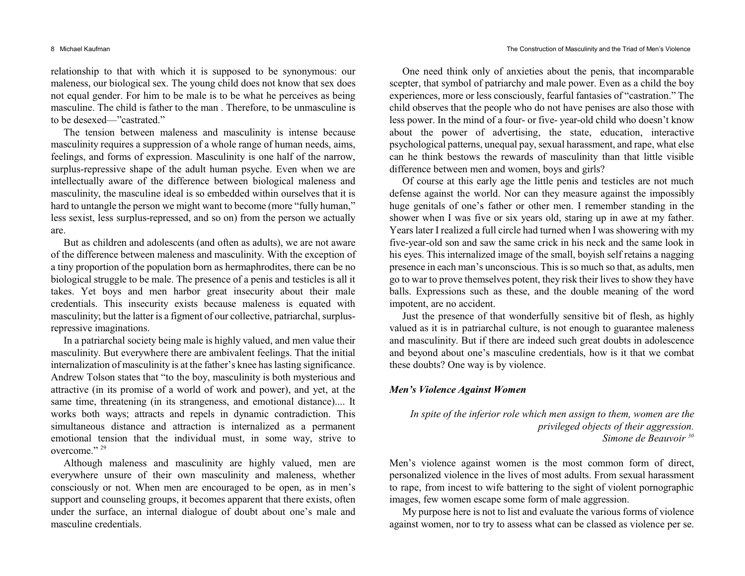relationship to that with which it is supposed to be synonymous: our maleness, our biological sex. The young child does not know that sex does not equal gender. For him to be male is to be what he perceives as being masculine. The child is father to the man . Therefore, to be unmasculine is to be desexed—"castrated."

The tension between maleness and masculinity is intense because masculinity requires a suppression of a whole range of human needs, aims, feelings, and forms of expression. Masculinity is one half of the narrow, surplus-repressive shape of the adult human psyche. Even when we are intellectually aware of the difference between biological maleness and masculinity, the masculine ideal is so embedded within ourselves that it is hard to untangle the person we might want to become (more "fully human," less sexist, less surplus-repressed, and so on) from the person we actually are.

But as children and adolescents (and often as adults), we are not aware of the difference between maleness and masculinity. With the exception of a tiny proportion of the population born as hermaphrodites, there can be no biological struggle to be male. The presence of a penis and testicles is all it takes. Yet boys and men harbor great insecurity about their male credentials. This insecurity exists because maleness is equated with masculinity; but the latter is a figment of our collective, patriarchal, surplus-repressive imaginations.

In a patriarchal society being male is highly valued, and men value their masculinity. But everywhere there are ambivalent feelings. That the initial internalization of masculinity is at the father's knee has lasting significance. Andrew Tolson states that "to the boy, masculinity is both mysterious and attractive (in its promise of a world of work and power), and yet, at the same time, threatening (in its strangeness, and emotional distance).... It works both ways; attracts and repels in dynamic contradiction. This simultaneous distance and attraction is internalized as a permanent emotional tension that the individual must, in some way, strive to overcome." [29]

Although maleness and masculinity are highly valued, men are everywhere unsure of their own masculinity and maleness, whether consciously or not. When men are encouraged to be open, as in men's support and counseling groups, it becomes apparent that there exists, often under the surface, an internal dialogue of doubt about one's male and masculine credentials.

One need think only of anxieties about the penis, that incomparable scepter, that symbol of patriarchy and male power. Even as a child the boy experiences, more or less consciously, fearful fantasies of "castration." The child observes that the people who do not have penises are also those with less power. In the mind of a four- or five- year-old child who doesn't know about the power of advertising, the state, education, interactive psychological patterns, unequal pay, sexual harassment, and rape, what else can he think bestows the rewards of masculinity than that little visible difference between men and women, boys and girls?

Of course at this early age the little penis and testicles are not much defense against the world. Nor can they measure against the impossibly huge genitals of one's father or other men. I remember standing in the shower when I was five or six years old, staring up in awe at my father. Years later I realized a full circle had turned when I was showering with my five-year-old son and saw the same crick in his neck and the same look in his eyes. This internalized image of the small, boyish self retains a nagging presence in each man's unconscious. This is so much so that, as adults, men go to war to prove themselves potent, they risk their lives to show they have balls. Expressions such as these, and the double meaning of the word impotent, are no accident.

Just the presence of that wonderfully sensitive bit of flesh, as highly valued as it is in patriarchal culture, is not enough to guarantee maleness and masculinity. But if there are indeed such great doubts in adolescence and beyond about one's masculine credentials, how is it that we combat these doubts? One way is by violence.

### *Men's Violence Against Women*

*In spite of the inferior role which men assign to them, women are the privileged objects of their aggression.*
*Simone de Beauvoir* [30]

Men's violence against women is the most common form of direct, personalized violence in the lives of most adults. From sexual harassment to rape, from incest to wife battering to the sight of violent pornographic images, few women escape some form of male aggression.

My purpose here is not to list and evaluate the various forms of violence against women, nor to try to assess what can be classed as violence per se.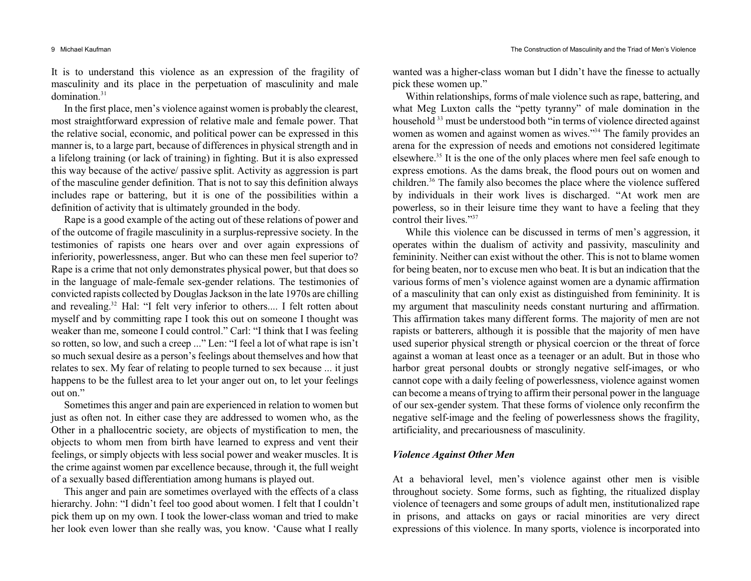It is to understand this violence as an expression of the fragility of masculinity and its place in the perpetuation of masculinity and male domination.[31]

In the first place, men's violence against women is probably the clearest, most straightforward expression of relative male and female power. That the relative social, economic, and political power can be expressed in this manner is, to a large part, because of differences in physical strength and in a lifelong training (or lack of training) in fighting. But it is also expressed this way because of the active/ passive split. Activity as aggression is part of the masculine gender definition. That is not to say this definition always includes rape or battering, but it is one of the possibilities within a definition of activity that is ultimately grounded in the body.

Rape is a good example of the acting out of these relations of power and of the outcome of fragile masculinity in a surplus-repressive society. In the testimonies of rapists one hears over and over again expressions of inferiority, powerlessness, anger. But who can these men feel superior to? Rape is a crime that not only demonstrates physical power, but that does so in the language of male-female sex-gender relations. The testimonies of convicted rapists collected by Douglas Jackson in the late 1970s are chilling and revealing.[32] Hal: "I felt very inferior to others.... I felt rotten about myself and by committing rape I took this out on someone I thought was weaker than me, someone I could control." Carl: "I think that I was feeling so rotten, so low, and such a creep ..." Len: "I feel a lot of what rape is isn't so much sexual desire as a person's feelings about themselves and how that relates to sex. My fear of relating to people turned to sex because ... it just happens to be the fullest area to let your anger out on, to let your feelings out on."

Sometimes this anger and pain are experienced in relation to women but just as often not. In either case they are addressed to women who, as the Other in a phallocentric society, are objects of mystification to men, the objects to whom men from birth have learned to express and vent their feelings, or simply objects with less social power and weaker muscles. It is the crime against women par excellence because, through it, the full weight of a sexually based differentiation among humans is played out.

This anger and pain are sometimes overlayed with the effects of a class hierarchy. John: "I didn't feel too good about women. I felt that I couldn't pick them up on my own. I took the lower-class woman and tried to make her look even lower than she really was, you know. 'Cause what I really wanted was a higher-class woman but I didn't have the finesse to actually pick these women up."

Within relationships, forms of male violence such as rape, battering, and what Meg Luxton calls the "petty tyranny" of male domination in the household [33] must be understood both "in terms of violence directed against women as women and against women as wives."[34] The family provides an arena for the expression of needs and emotions not considered legitimate elsewhere.[35] It is the one of the only places where men feel safe enough to express emotions. As the dams break, the flood pours out on women and children.[36] The family also becomes the place where the violence suffered by individuals in their work lives is discharged. "At work men are powerless, so in their leisure time they want to have a feeling that they control their lives."[37]

While this violence can be discussed in terms of men's aggression, it operates within the dualism of activity and passivity, masculinity and femininity. Neither can exist without the other. This is not to blame women for being beaten, nor to excuse men who beat. It is but an indication that the various forms of men's violence against women are a dynamic affirmation of a masculinity that can only exist as distinguished from femininity. It is my argument that masculinity needs constant nurturing and affirmation. This affirmation takes many different forms. The majority of men are not rapists or batterers, although it is possible that the majority of men have used superior physical strength or physical coercion or the threat of force against a woman at least once as a teenager or an adult. But in those who harbor great personal doubts or strongly negative self-images, or who cannot cope with a daily feeling of powerlessness, violence against women can become a means of trying to affirm their personal power in the language of our sex-gender system. That these forms of violence only reconfirm the negative self-image and the feeling of powerlessness shows the fragility, artificiality, and precariousness of masculinity.

### *Violence Against Other Men*

At a behavioral level, men's violence against other men is visible throughout society. Some forms, such as fighting, the ritualized display violence of teenagers and some groups of adult men, institutionalized rape in prisons, and attacks on gays or racial minorities are very direct expressions of this violence. In many sports, violence is incorporated into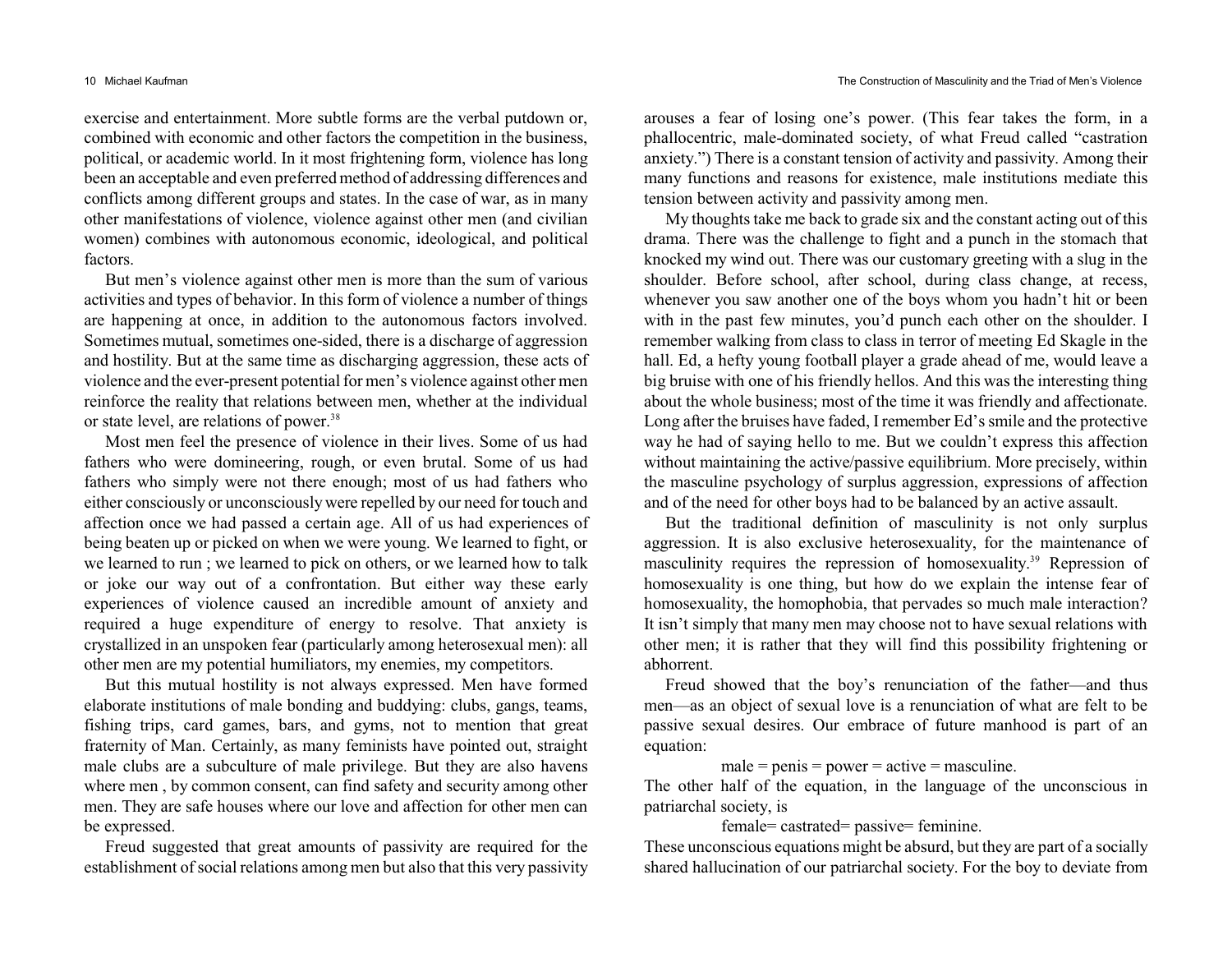exercise and entertainment. More subtle forms are the verbal putdown or, combined with economic and other factors the competition in the business, political, or academic world. In it most frightening form, violence has long been an acceptable and even preferred method of addressing differences and conflicts among different groups and states. In the case of war, as in many other manifestations of violence, violence against other men (and civilian women) combines with autonomous economic, ideological, and political factors.

But men's violence against other men is more than the sum of various activities and types of behavior. In this form of violence a number of things are happening at once, in addition to the autonomous factors involved. Sometimes mutual, sometimes one-sided, there is a discharge of aggression and hostility. But at the same time as discharging aggression, these acts of violence and the ever-present potential for men's violence against other men reinforce the reality that relations between men, whether at the individual or state level, are relations of power.[38]

Most men feel the presence of violence in their lives. Some of us had fathers who were domineering, rough, or even brutal. Some of us had fathers who simply were not there enough; most of us had fathers who either consciously or unconsciously were repelled by our need for touch and affection once we had passed a certain age. All of us had experiences of being beaten up or picked on when we were young. We learned to fight, or we learned to run ; we learned to pick on others, or we learned how to talk or joke our way out of a confrontation. But either way these early experiences of violence caused an incredible amount of anxiety and required a huge expenditure of energy to resolve. That anxiety is crystallized in an unspoken fear (particularly among heterosexual men): all other men are my potential humiliators, my enemies, my competitors.

But this mutual hostility is not always expressed. Men have formed elaborate institutions of male bonding and buddying: clubs, gangs, teams, fishing trips, card games, bars, and gyms, not to mention that great fraternity of Man. Certainly, as many feminists have pointed out, straight male clubs are a subculture of male privilege. But they are also havens where men , by common consent, can find safety and security among other men. They are safe houses where our love and affection for other men can be expressed.

Freud suggested that great amounts of passivity are required for the establishment of social relations among men but also that this very passivity arouses a fear of losing one's power. (This fear takes the form, in a phallocentric, male-dominated society, of what Freud called "castration anxiety.") There is a constant tension of activity and passivity. Among their many functions and reasons for existence, male institutions mediate this tension between activity and passivity among men.

My thoughts take me back to grade six and the constant acting out of this drama. There was the challenge to fight and a punch in the stomach that knocked my wind out. There was our customary greeting with a slug in the shoulder. Before school, after school, during class change, at recess, whenever you saw another one of the boys whom you hadn't hit or been with in the past few minutes, you'd punch each other on the shoulder. I remember walking from class to class in terror of meeting Ed Skagle in the hall. Ed, a hefty young football player a grade ahead of me, would leave a big bruise with one of his friendly hellos. And this was the interesting thing about the whole business; most of the time it was friendly and affectionate. Long after the bruises have faded, I remember Ed's smile and the protective way he had of saying hello to me. But we couldn't express this affection without maintaining the active/passive equilibrium. More precisely, within the masculine psychology of surplus aggression, expressions of affection and of the need for other boys had to be balanced by an active assault.

But the traditional definition of masculinity is not only surplus aggression. It is also exclusive heterosexuality, for the maintenance of masculinity requires the repression of homosexuality.[39] Repression of homosexuality is one thing, but how do we explain the intense fear of homosexuality, the homophobia, that pervades so much male interaction? It isn't simply that many men may choose not to have sexual relations with other men; it is rather that they will find this possibility frightening or abhorrent.

Freud showed that the boy's renunciation of the father—and thus men—as an object of sexual love is a renunciation of what are felt to be passive sexual desires. Our embrace of future manhood is part of an equation:

male = penis = power = active = masculine.

The other half of the equation, in the language of the unconscious in patriarchal society, is

female= castrated= passive= feminine.

These unconscious equations might be absurd, but they are part of a socially shared hallucination of our patriarchal society. For the boy to deviate from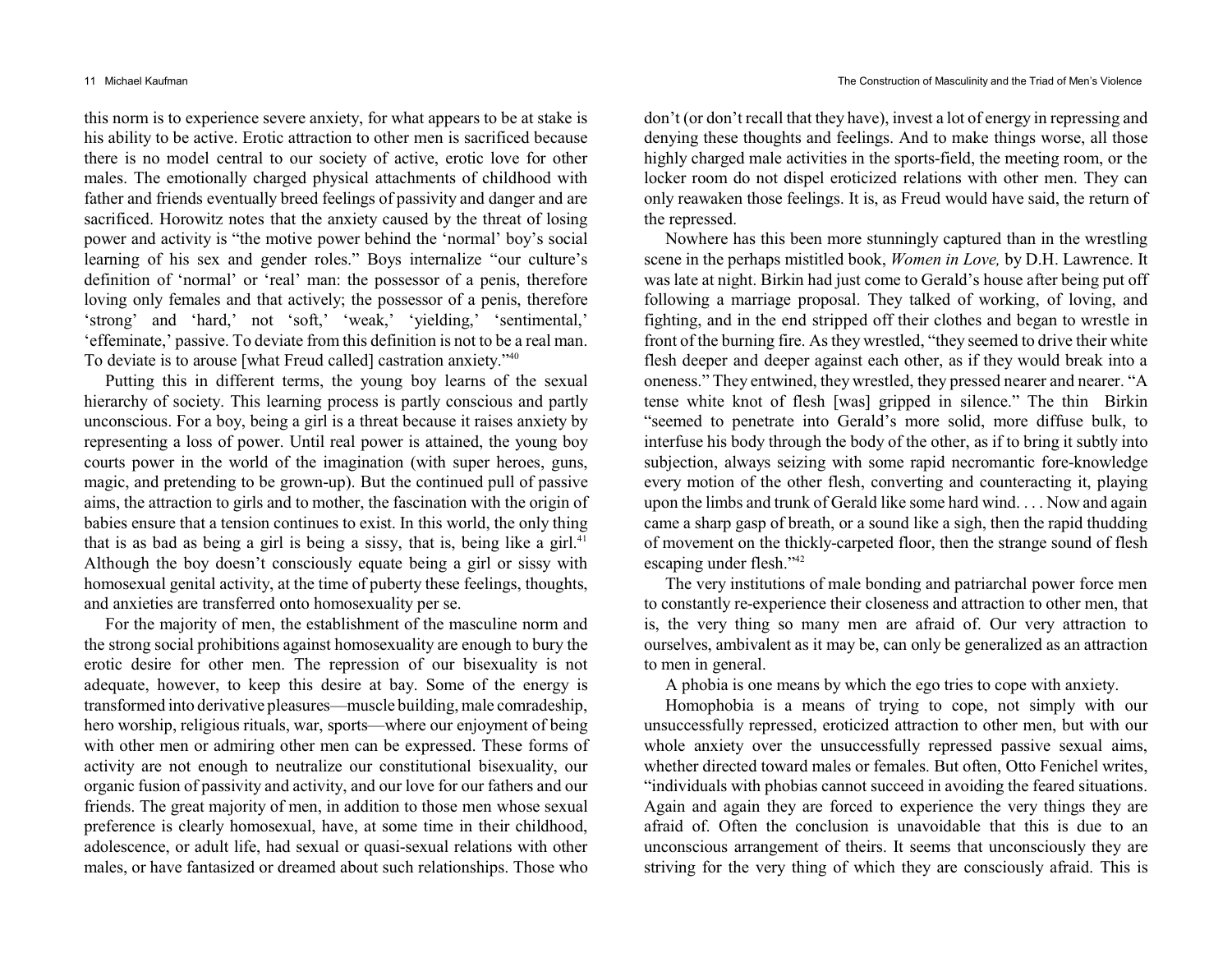this norm is to experience severe anxiety, for what appears to be at stake is his ability to be active. Erotic attraction to other men is sacrificed because there is no model central to our society of active, erotic love for other males. The emotionally charged physical attachments of childhood with father and friends eventually breed feelings of passivity and danger and are sacrificed. Horowitz notes that the anxiety caused by the threat of losing power and activity is "the motive power behind the 'normal' boy's social learning of his sex and gender roles." Boys internalize "our culture's definition of 'normal' or 'real' man: the possessor of a penis, therefore loving only females and that actively; the possessor of a penis, therefore 'strong' and 'hard,' not 'soft,' 'weak,' 'yielding,' 'sentimental,' 'effeminate,' passive. To deviate from this definition is not to be a real man. To deviate is to arouse [what Freud called] castration anxiety."[40]

Putting this in different terms, the young boy learns of the sexual hierarchy of society. This learning process is partly conscious and partly unconscious. For a boy, being a girl is a threat because it raises anxiety by representing a loss of power. Until real power is attained, the young boy courts power in the world of the imagination (with super heroes, guns, magic, and pretending to be grown-up). But the continued pull of passive aims, the attraction to girls and to mother, the fascination with the origin of babies ensure that a tension continues to exist. In this world, the only thing that is as bad as being a girl is being a sissy, that is, being like a girl.[41] Although the boy doesn't consciously equate being a girl or sissy with homosexual genital activity, at the time of puberty these feelings, thoughts, and anxieties are transferred onto homosexuality per se.

For the majority of men, the establishment of the masculine norm and the strong social prohibitions against homosexuality are enough to bury the erotic desire for other men. The repression of our bisexuality is not adequate, however, to keep this desire at bay. Some of the energy is transformed into derivative pleasures—muscle building, male comradeship, hero worship, religious rituals, war, sports—where our enjoyment of being with other men or admiring other men can be expressed. These forms of activity are not enough to neutralize our constitutional bisexuality, our organic fusion of passivity and activity, and our love for our fathers and our friends. The great majority of men, in addition to those men whose sexual preference is clearly homosexual, have, at some time in their childhood, adolescence, or adult life, had sexual or quasi-sexual relations with other males, or have fantasized or dreamed about such relationships. Those who don't (or don't recall that they have), invest a lot of energy in repressing and denying these thoughts and feelings. And to make things worse, all those highly charged male activities in the sports-field, the meeting room, or the locker room do not dispel eroticized relations with other men. They can only reawaken those feelings. It is, as Freud would have said, the return of the repressed.

Nowhere has this been more stunningly captured than in the wrestling scene in the perhaps mistitled book, *Women in Love,* by D.H. Lawrence. It was late at night. Birkin had just come to Gerald's house after being put off following a marriage proposal. They talked of working, of loving, and fighting, and in the end stripped off their clothes and began to wrestle in front of the burning fire. As they wrestled, "they seemed to drive their white flesh deeper and deeper against each other, as if they would break into a oneness." They entwined, they wrestled, they pressed nearer and nearer. "A tense white knot of flesh [was] gripped in silence." The thin Birkin "seemed to penetrate into Gerald's more solid, more diffuse bulk, to interfuse his body through the body of the other, as if to bring it subtly into subjection, always seizing with some rapid necromantic fore-knowledge every motion of the other flesh, converting and counteracting it, playing upon the limbs and trunk of Gerald like some hard wind. . . . Now and again came a sharp gasp of breath, or a sound like a sigh, then the rapid thudding of movement on the thickly-carpeted floor, then the strange sound of flesh escaping under flesh."[42]

The very institutions of male bonding and patriarchal power force men to constantly re-experience their closeness and attraction to other men, that is, the very thing so many men are afraid of. Our very attraction to ourselves, ambivalent as it may be, can only be generalized as an attraction to men in general.

A phobia is one means by which the ego tries to cope with anxiety.

Homophobia is a means of trying to cope, not simply with our unsuccessfully repressed, eroticized attraction to other men, but with our whole anxiety over the unsuccessfully repressed passive sexual aims, whether directed toward males or females. But often, Otto Fenichel writes, "individuals with phobias cannot succeed in avoiding the feared situations. Again and again they are forced to experience the very things they are afraid of. Often the conclusion is unavoidable that this is due to an unconscious arrangement of theirs. It seems that unconsciously they are striving for the very thing of which they are consciously afraid. This is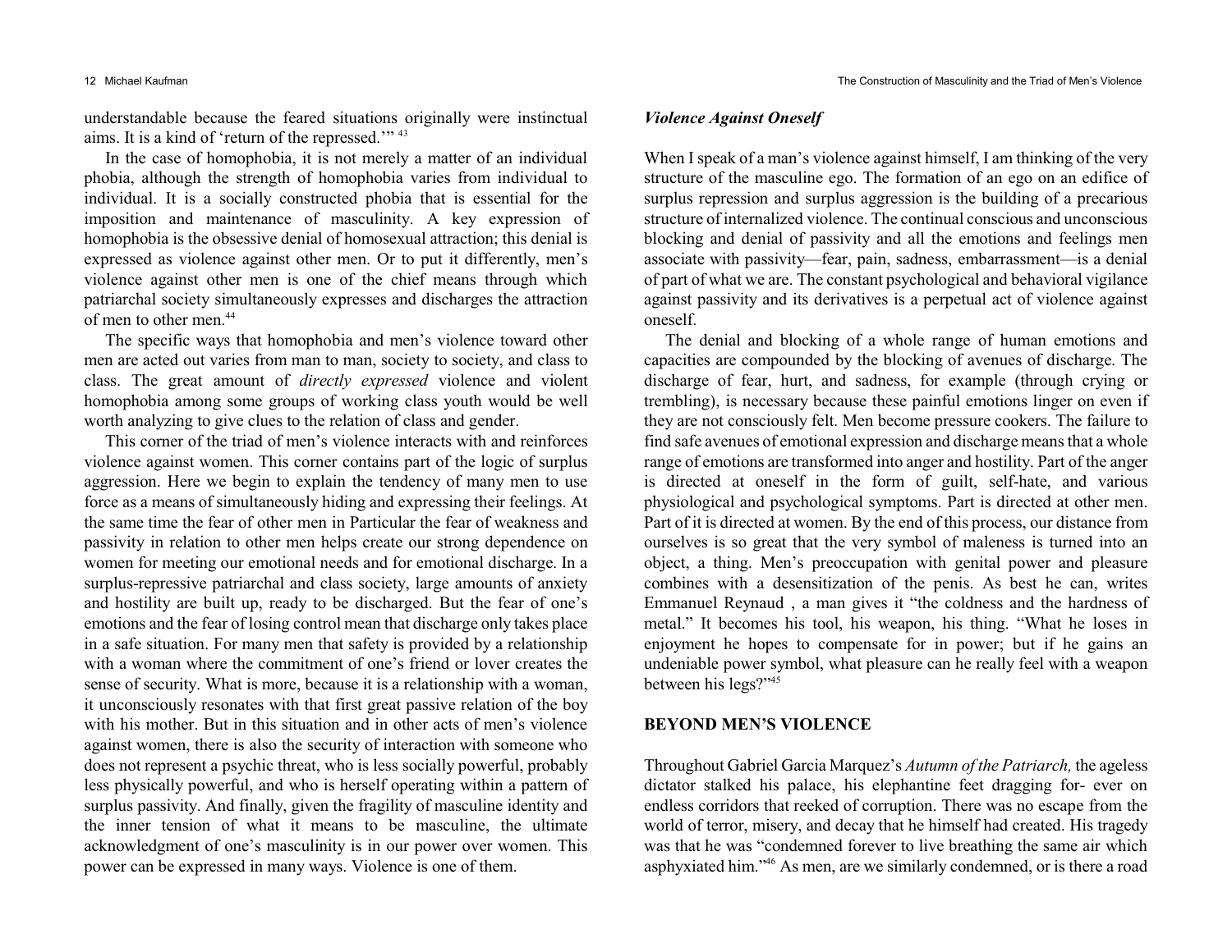understandable because the feared situations originally were instinctual aims. It is a kind of 'return of the repressed.'" [43]

In the case of homophobia, it is not merely a matter of an individual phobia, although the strength of homophobia varies from individual to individual. It is a socially constructed phobia that is essential for the imposition and maintenance of masculinity. A key expression of homophobia is the obsessive denial of homosexual attraction; this denial is expressed as violence against other men. Or to put it differently, men's violence against other men is one of the chief means through which patriarchal society simultaneously expresses and discharges the attraction of men to other men.[44]

The specific ways that homophobia and men's violence toward other men are acted out varies from man to man, society to society, and class to class. The great amount of *directly expressed* violence and violent homophobia among some groups of working class youth would be well worth analyzing to give clues to the relation of class and gender.

This corner of the triad of men's violence interacts with and reinforces violence against women. This corner contains part of the logic of surplus aggression. Here we begin to explain the tendency of many men to use force as a means of simultaneously hiding and expressing their feelings. At the same time the fear of other men in Particular the fear of weakness and passivity in relation to other men helps create our strong dependence on women for meeting our emotional needs and for emotional discharge. In a surplus-repressive patriarchal and class society, large amounts of anxiety and hostility are built up, ready to be discharged. But the fear of one's emotions and the fear of losing control mean that discharge only takes place in a safe situation. For many men that safety is provided by a relationship with a woman where the commitment of one's friend or lover creates the sense of security. What is more, because it is a relationship with a woman, it unconsciously resonates with that first great passive relation of the boy with his mother. But in this situation and in other acts of men's violence against women, there is also the security of interaction with someone who does not represent a psychic threat, who is less socially powerful, probably less physically powerful, and who is herself operating within a pattern of surplus passivity. And finally, given the fragility of masculine identity and the inner tension of what it means to be masculine, the ultimate acknowledgment of one's masculinity is in our power over women. This power can be expressed in many ways. Violence is one of them.

### *Violence Against Oneself*

When I speak of a man's violence against himself, I am thinking of the very structure of the masculine ego. The formation of an ego on an edifice of surplus repression and surplus aggression is the building of a precarious structure of internalized violence. The continual conscious and unconscious blocking and denial of passivity and all the emotions and feelings men associate with passivity—fear, pain, sadness, embarrassment—is a denial of part of what we are. The constant psychological and behavioral vigilance against passivity and its derivatives is a perpetual act of violence against oneself.

The denial and blocking of a whole range of human emotions and capacities are compounded by the blocking of avenues of discharge. The discharge of fear, hurt, and sadness, for example (through crying or trembling), is necessary because these painful emotions linger on even if they are not consciously felt. Men become pressure cookers. The failure to find safe avenues of emotional expression and discharge means that a whole range of emotions are transformed into anger and hostility. Part of the anger is directed at oneself in the form of guilt, self-hate, and various physiological and psychological symptoms. Part is directed at other men. Part of it is directed at women. By the end of this process, our distance from ourselves is so great that the very symbol of maleness is turned into an object, a thing. Men's preoccupation with genital power and pleasure combines with a desensitization of the penis. As best he can, writes Emmanuel Reynaud , a man gives it "the coldness and the hardness of metal." It becomes his tool, his weapon, his thing. "What he loses in enjoyment he hopes to compensate for in power; but if he gains an undeniable power symbol, what pleasure can he really feel with a weapon between his legs?"[45]

## BEYOND MEN'S VIOLENCE

Throughout Gabriel Garcia Marquez's *Autumn of the Patriarch,* the ageless dictator stalked his palace, his elephantine feet dragging for- ever on endless corridors that reeked of corruption. There was no escape from the world of terror, misery, and decay that he himself had created. His tragedy was that he was "condemned forever to live breathing the same air which asphyxiated him."[46] As men, are we similarly condemned, or is there a road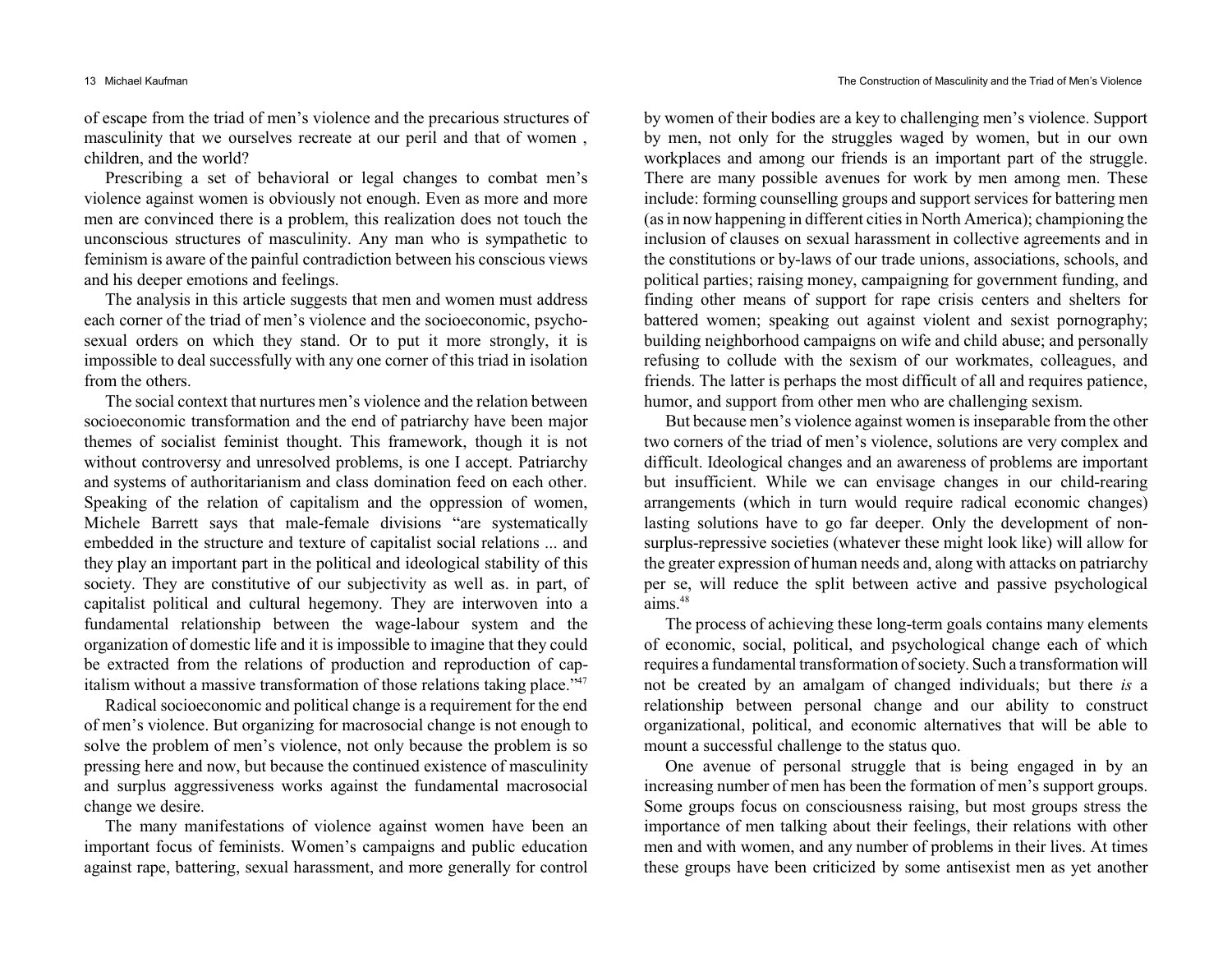of escape from the triad of men's violence and the precarious structures of masculinity that we ourselves recreate at our peril and that of women , children, and the world?

Prescribing a set of behavioral or legal changes to combat men's violence against women is obviously not enough. Even as more and more men are convinced there is a problem, this realization does not touch the unconscious structures of masculinity. Any man who is sympathetic to feminism is aware of the painful contradiction between his conscious views and his deeper emotions and feelings.

The analysis in this article suggests that men and women must address each corner of the triad of men's violence and the socioeconomic, psycho-sexual orders on which they stand. Or to put it more strongly, it is impossible to deal successfully with any one corner of this triad in isolation from the others.

The social context that nurtures men's violence and the relation between socioeconomic transformation and the end of patriarchy have been major themes of socialist feminist thought. This framework, though it is not without controversy and unresolved problems, is one I accept. Patriarchy and systems of authoritarianism and class domination feed on each other. Speaking of the relation of capitalism and the oppression of women, Michele Barrett says that male-female divisions "are systematically embedded in the structure and texture of capitalist social relations ... and they play an important part in the political and ideological stability of this society. They are constitutive of our subjectivity as well as. in part, of capitalist political and cultural hegemony. They are interwoven into a fundamental relationship between the wage-labour system and the organization of domestic life and it is impossible to imagine that they could be extracted from the relations of production and reproduction of capitalism without a massive transformation of those relations taking place."[47]

Radical socioeconomic and political change is a requirement for the end of men's violence. But organizing for macrosocial change is not enough to solve the problem of men's violence, not only because the problem is so pressing here and now, but because the continued existence of masculinity and surplus aggressiveness works against the fundamental macrosocial change we desire.

The many manifestations of violence against women have been an important focus of feminists. Women's campaigns and public education against rape, battering, sexual harassment, and more generally for control by women of their bodies are a key to challenging men's violence. Support by men, not only for the struggles waged by women, but in our own workplaces and among our friends is an important part of the struggle. There are many possible avenues for work by men among men. These include: forming counselling groups and support services for battering men (as in now happening in different cities in North America); championing the inclusion of clauses on sexual harassment in collective agreements and in the constitutions or by-laws of our trade unions, associations, schools, and political parties; raising money, campaigning for government funding, and finding other means of support for rape crisis centers and shelters for battered women; speaking out against violent and sexist pornography; building neighborhood campaigns on wife and child abuse; and personally refusing to collude with the sexism of our workmates, colleagues, and friends. The latter is perhaps the most difficult of all and requires patience, humor, and support from other men who are challenging sexism.

But because men's violence against women is inseparable from the other two corners of the triad of men's violence, solutions are very complex and difficult. Ideological changes and an awareness of problems are important but insufficient. While we can envisage changes in our child-rearing arrangements (which in turn would require radical economic changes) lasting solutions have to go far deeper. Only the development of non-surplus-repressive societies (whatever these might look like) will allow for the greater expression of human needs and, along with attacks on patriarchy per se, will reduce the split between active and passive psychological aims.[48]

The process of achieving these long-term goals contains many elements of economic, social, political, and psychological change each of which requires a fundamental transformation of society. Such a transformation will not be created by an amalgam of changed individuals; but there *is* a relationship between personal change and our ability to construct organizational, political, and economic alternatives that will be able to mount a successful challenge to the status quo.

One avenue of personal struggle that is being engaged in by an increasing number of men has been the formation of men's support groups. Some groups focus on consciousness raising, but most groups stress the importance of men talking about their feelings, their relations with other men and with women, and any number of problems in their lives. At times these groups have been criticized by some antisexist men as yet another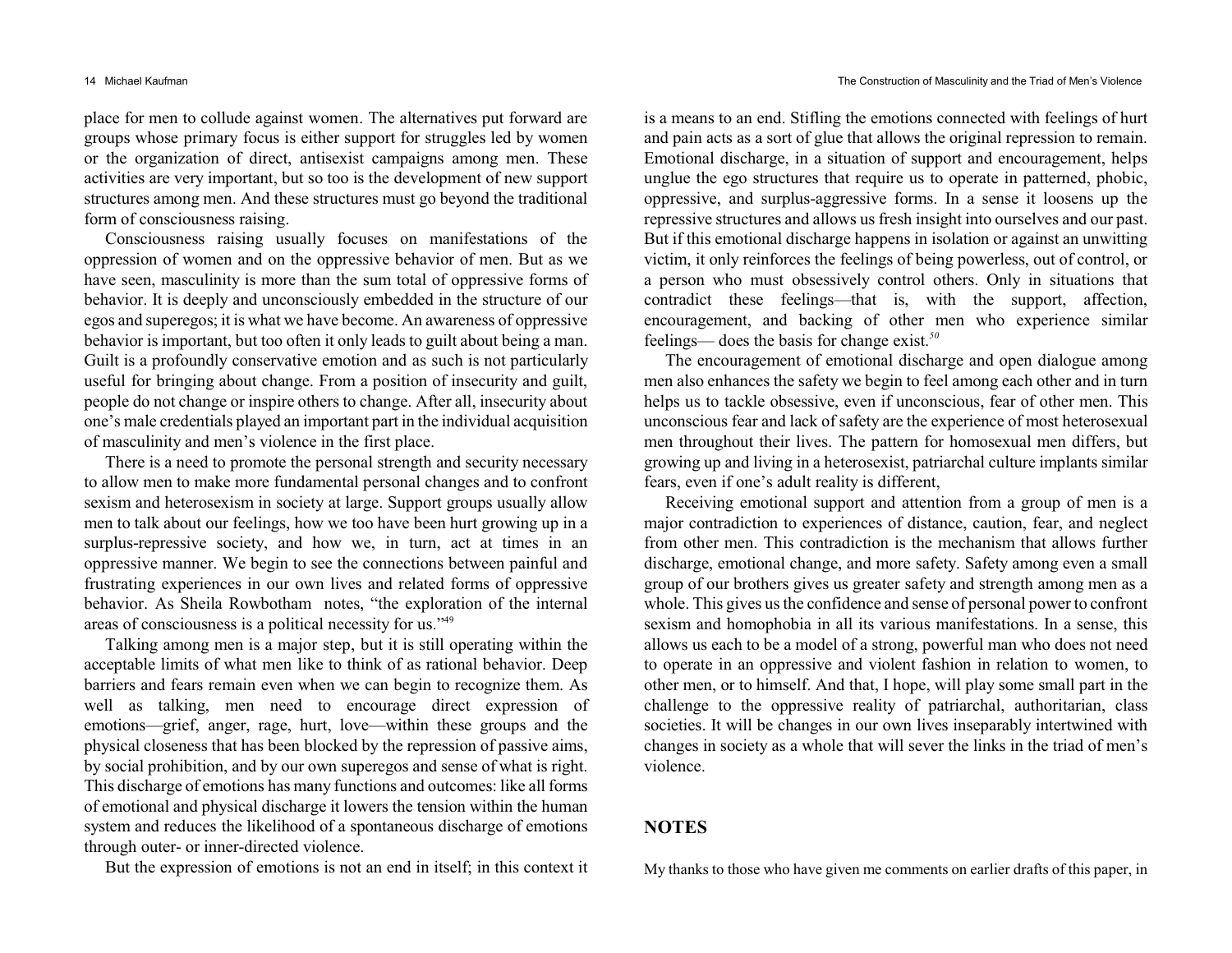place for men to collude against women. The alternatives put forward are groups whose primary focus is either support for struggles led by women or the organization of direct, antisexist campaigns among men. These activities are very important, but so too is the development of new support structures among men. And these structures must go beyond the traditional form of consciousness raising.

Consciousness raising usually focuses on manifestations of the oppression of women and on the oppressive behavior of men. But as we have seen, masculinity is more than the sum total of oppressive forms of behavior. It is deeply and unconsciously embedded in the structure of our egos and superegos; it is what we have become. An awareness of oppressive behavior is important, but too often it only leads to guilt about being a man. Guilt is a profoundly conservative emotion and as such is not particularly useful for bringing about change. From a position of insecurity and guilt, people do not change or inspire others to change. After all, insecurity about one's male credentials played an important part in the individual acquisition of masculinity and men's violence in the first place.

There is a need to promote the personal strength and security necessary to allow men to make more fundamental personal changes and to confront sexism and heterosexism in society at large. Support groups usually allow men to talk about our feelings, how we too have been hurt growing up in a surplus-repressive society, and how we, in turn, act at times in an oppressive manner. We begin to see the connections between painful and frustrating experiences in our own lives and related forms of oppressive behavior. As Sheila Rowbotham notes, "the exploration of the internal areas of consciousness is a political necessity for us."[49]

Talking among men is a major step, but it is still operating within the acceptable limits of what men like to think of as rational behavior. Deep barriers and fears remain even when we can begin to recognize them. As well as talking, men need to encourage direct expression of emotions—grief, anger, rage, hurt, love—within these groups and the physical closeness that has been blocked by the repression of passive aims, by social prohibition, and by our own superegos and sense of what is right. This discharge of emotions has many functions and outcomes: like all forms of emotional and physical discharge it lowers the tension within the human system and reduces the likelihood of a spontaneous discharge of emotions through outer- or inner-directed violence.

But the expression of emotions is not an end in itself; in this context it is a means to an end. Stifling the emotions connected with feelings of hurt and pain acts as a sort of glue that allows the original repression to remain. Emotional discharge, in a situation of support and encouragement, helps unglue the ego structures that require us to operate in patterned, phobic, oppressive, and surplus-aggressive forms. In a sense it loosens up the repressive structures and allows us fresh insight into ourselves and our past. But if this emotional discharge happens in isolation or against an unwitting victim, it only reinforces the feelings of being powerless, out of control, or a person who must obsessively control others. Only in situations that contradict these feelings—that is, with the support, affection, encouragement, and backing of other men who experience similar feelings— does the basis for change exist.[50]

The encouragement of emotional discharge and open dialogue among men also enhances the safety we begin to feel among each other and in turn helps us to tackle obsessive, even if unconscious, fear of other men. This unconscious fear and lack of safety are the experience of most heterosexual men throughout their lives. The pattern for homosexual men differs, but growing up and living in a heterosexist, patriarchal culture implants similar fears, even if one's adult reality is different,

Receiving emotional support and attention from a group of men is a major contradiction to experiences of distance, caution, fear, and neglect from other men. This contradiction is the mechanism that allows further discharge, emotional change, and more safety. Safety among even a small group of our brothers gives us greater safety and strength among men as a whole. This gives us the confidence and sense of personal power to confront sexism and homophobia in all its various manifestations. In a sense, this allows us each to be a model of a strong, powerful man who does not need to operate in an oppressive and violent fashion in relation to women, to other men, or to himself. And that, I hope, will play some small part in the challenge to the oppressive reality of patriarchal, authoritarian, class societies. It will be changes in our own lives inseparably intertwined with changes in society as a whole that will sever the links in the triad of men's violence.

## NOTES

My thanks to those who have given me comments on earlier drafts of this paper, in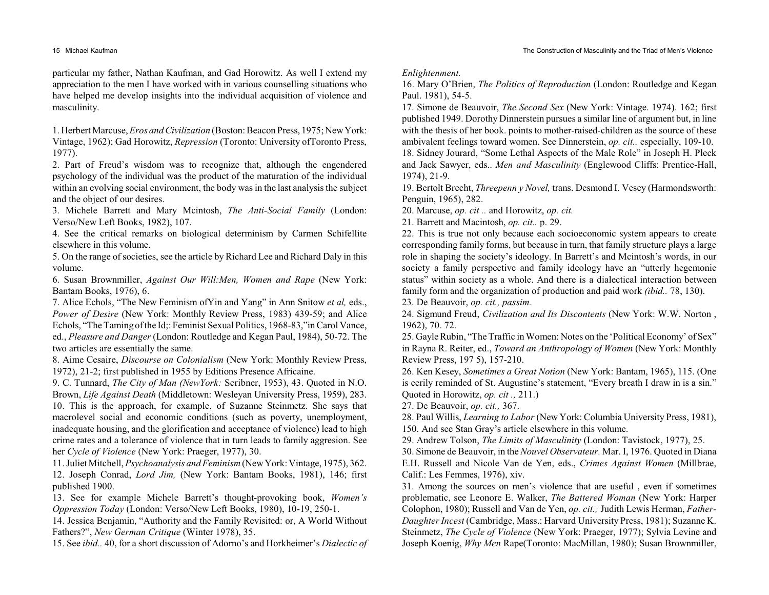particular my father, Nathan Kaufman, and Gad Horowitz. As well I extend my appreciation to the men I have worked with in various counselling situations who have helped me develop insights into the individual acquisition of violence and masculinity.

1. Herbert Marcuse, *Eros and Civilization* (Boston: Beacon Press, 1975; New York: Vintage, 1962); Gad Horowitz, *Repression* (Toronto: University ofToronto Press, 1977).

2. Part of Freud's wisdom was to recognize that, although the engendered psychology of the individual was the product of the maturation of the individual within an evolving social environment, the body was in the last analysis the subject and the object of our desires.

3. Michele Barrett and Mary Mcintosh, *The Anti-Social Family* (London: Verso/New Left Books, 1982), 107.

4. See the critical remarks on biological determinism by Carmen Schifellite elsewhere in this volume.

5. On the range of societies, see the article by Richard Lee and Richard Daly in this volume.

6. Susan Brownmiller, *Against Our Will:Men, Women and Rape* (New York: Bantam Books, 1976), 6.

7. Alice Echols, "The New Feminism ofYin and Yang" in Ann Snitow *et al,* eds., *Power of Desire* (New York: Monthly Review Press, 1983) 439-59; and Alice Echols, "The Taming of the Id;: Feminist Sexual Politics, 1968-83,"in Carol Vance, ed., *Pleasure and Danger* (London: Routledge and Kegan Paul, 1984), 50-72. The two articles are essentially the same.

8. Aime Cesaire, *Discourse on Colonialism* (New York: Monthly Review Press, 1972), 21-2; first published in 1955 by Editions Presence Africaine.

9. C. Tunnard, *The City of Man (NewYork:* Scribner, 1953), 43. Quoted in N.O. Brown, *Life Against Death* (Middletown: Wesleyan University Press, 1959), 283.

10. This is the approach, for example, of Suzanne Steinmetz. She says that macrolevel social and economic conditions (such as poverty, unemployment, inadequate housing, and the glorification and acceptance of violence) lead to high crime rates and a tolerance of violence that in turn leads to family aggresion. See her *Cycle of Violence* (New York: Praeger, 1977), 30.

11. Juliet Mitchell, *Psychoanalysis and Feminism* (New York: Vintage, 1975), 362.

12. Joseph Conrad, *Lord Jim,* (New York: Bantam Books, 1981), 146; first published 1900.

13. See for example Michele Barrett's thought-provoking book, *Women's Oppression Today* (London: Verso/New Left Books, 1980), 10-19, 250-1.

14. Jessica Benjamin, "Authority and the Family Revisited: or, A World Without Fathers?", *New German Critique* (Winter 1978), 35.

15. See *ibid..* 40, for a short discussion of Adorno's and Horkheimer's *Dialectic of Enlightenment.*

16. Mary O'Brien, *The Politics of Reproduction* (London: Routledge and Kegan Paul. 1981), 54-5.

17. Simone de Beauvoir, *The Second Sex* (New York: Vintage. 1974). 162; first published 1949. Dorothy Dinnerstein pursues a similar line of argument but, in line with the thesis of her book. points to mother-raised-children as the source of these ambivalent feelings toward women. See Dinnerstein, *op. cit..* especially, 109-10.

18. Sidney Jourard, "Some Lethal Aspects of the Male Role" in Joseph H. Pleck and Jack Sawyer, eds.. *Men and Masculinity* (Englewood Cliffs: Prentice-Hall, 1974), 21-9.

19. Bertolt Brecht, *Threepenn y Novel,* trans. Desmond I. Vesey (Harmondsworth: Penguin, 1965), 282.

20. Marcuse, *op. cit ..* and Horowitz, *op. cit.*

21. Barrett and Macintosh, *op. cit..* p. 29.

22. This is true not only because each socioeconomic system appears to create corresponding family forms, but because in turn, that family structure plays a large role in shaping the society's ideology. In Barrett's and Mcintosh's words, in our society a family perspective and family ideology have an "utterly hegemonic status" within society as a whole. And there is a dialectical interaction between family form and the organization of production and paid work *(ibid..* 78, 130).

23. De Beauvoir, *op. cit., passim.*

24. Sigmund Freud, *Civilization and Its Discontents* (New York: W.W. Norton , 1962), 70. 72.

25. Gayle Rubin, "The Traffic in Women: Notes on the 'Political Economy' of Sex" in Rayna R. Reiter, ed., *Toward an Anthropology of Women* (New York: Monthly Review Press, 197 5), 157-210.

26. Ken Kesey, *Sometimes a Great Notion* (New York: Bantam, 1965), 115. (One is eerily reminded of St. Augustine's statement, "Every breath I draw in is a sin." Quoted in Horowitz, *op. cit .,* 211.)

27. De Beauvoir, *op. cit.,* 367.

28. Paul Willis, *Learning to Labor* (New York: Columbia University Press, 1981), 150. And see Stan Gray's article elsewhere in this volume.

29. Andrew Tolson, *The Limits of Masculinity* (London: Tavistock, 1977), 25.

30. Simone de Beauvoir, in the *Nouvel Observateur.* Mar. I, 1976. Quoted in Diana E.H. Russell and Nicole Van de Yen, eds., *Crimes Against Women* (Millbrae, Calif.: Les Femmes, 1976), xiv.

31. Among the sources on men's violence that are useful , even if sometimes problematic, see Leonore E. Walker, *The Battered Woman* (New York: Harper Colophon, 1980); Russell and Van de Yen, *op. cit.;* Judith Lewis Herman, *Father-Daughter Incest* (Cambridge, Mass.: Harvard University Press, 1981); Suzanne K. Steinmetz, *The Cycle of Violence* (New York: Praeger, 1977); Sylvia Levine and Joseph Koenig, *Why Men* Rape(Toronto: MacMillan, 1980); Susan Brownmiller,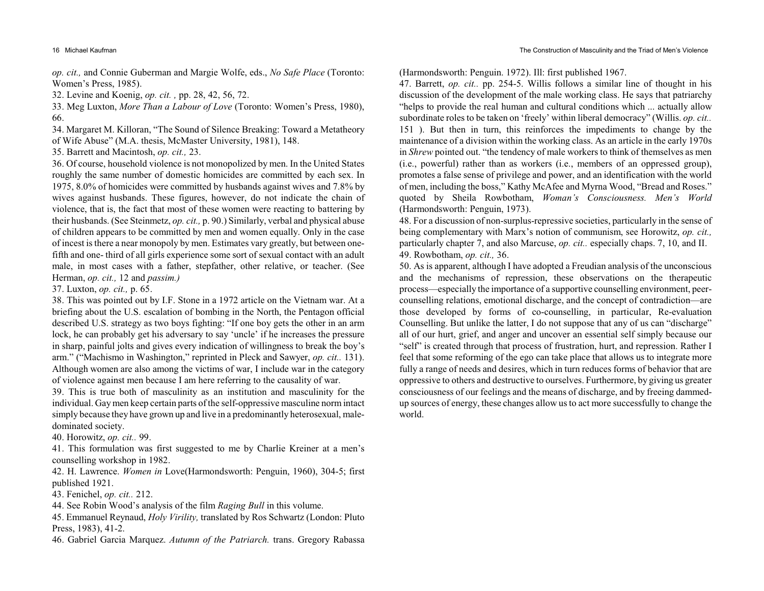*op. cit.,* and Connie Guberman and Margie Wolfe, eds., *No Safe Place* (Toronto: Women's Press, 1985).

32. Levine and Koenig, *op. cit. ,* pp. 28, 42, 56, 72.

33. Meg Luxton, *More Than a Labour of Love* (Toronto: Women's Press, 1980), 66.

34. Margaret M. Killoran, "The Sound of Silence Breaking: Toward a Metatheory of Wife Abuse" (M.A. thesis, McMaster University, 1981), 148.

35. Barrett and Macintosh, *op. cit.,* 23.

36. Of course, household violence is not monopolized by men. In the United States roughly the same number of domestic homicides are committed by each sex. In 1975, 8.0% of homicides were committed by husbands against wives and 7.8% by wives against husbands. These figures, however, do not indicate the chain of violence, that is, the fact that most of these women were reacting to battering by their husbands. (See Steinmetz, *op. cit.,* p. 90.) Similarly, verbal and physical abuse of children appears to be committed by men and women equally. Only in the case of incest is there a near monopoly by men. Estimates vary greatly, but between one-fifth and one- third of all girls experience some sort of sexual contact with an adult male, in most cases with a father, stepfather, other relative, or teacher. (See Herman, *op. cit.,* 12 and *passim.)*

37. Luxton, *op. cit.,* p. 65.

38. This was pointed out by I.F. Stone in a 1972 article on the Vietnam war. At a briefing about the U.S. escalation of bombing in the North, the Pentagon official described U.S. strategy as two boys fighting: "If one boy gets the other in an arm lock, he can probably get his adversary to say 'uncle' if he increases the pressure in sharp, painful jolts and gives every indication of willingness to break the boy's arm." ("Machismo in Washington," reprinted in Pleck and Sawyer, *op. cit..* 131). Although women are also among the victims of war, I include war in the category of violence against men because I am here referring to the causality of war.

39. This is true both of masculinity as an institution and masculinity for the individual. Gay men keep certain parts of the self-oppressive masculine norm intact simply because they have grown up and live in a predominantly heterosexual, male-dominated society.

40. Horowitz, *op. cit..* 99.

41. This formulation was first suggested to me by Charlie Kreiner at a men's counselling workshop in 1982.

42. H. Lawrence. *Women in* Love(Harmondsworth: Penguin, 1960), 304-5; first published 1921.

43. Fenichel, *op. cit..* 212.

44. See Robin Wood's analysis of the film *Raging Bull* in this volume.

45. Emmanuel Reynaud, *Holy Virility,* translated by Ros Schwartz (London: Pluto Press, 1983), 41-2.

46. Gabriel Garcia Marquez. *Autumn of the Patriarch.* trans. Gregory Rabassa (Harmondsworth: Penguin. 1972). Ill: first published 1967.

47. Barrett, *op. cit..* pp. 254-5. Willis follows a similar line of thought in his discussion of the development of the male working class. He says that patriarchy "helps to provide the real human and cultural conditions which ... actually allow subordinate roles to be taken on 'freely' within liberal democracy" (Willis. *op. cit..* 151 ). But then in turn, this reinforces the impediments to change by the maintenance of a division within the working class. As an article in the early 1970s in *Shrew* pointed out. "the tendency of male workers to think of themselves as men (i.e., powerful) rather than as workers (i.e., members of an oppressed group), promotes a false sense of privilege and power, and an identification with the world of men, including the boss," Kathy McAfee and Myrna Wood, "Bread and Roses." quoted by Sheila Rowbotham, *Woman's Consciousness. Men's World* (Harmondsworth: Penguin, 1973).

48. For a discussion of non-surplus-repressive societies, particularly in the sense of being complementary with Marx's notion of communism, see Horowitz, *op. cit.,* particularly chapter 7, and also Marcuse, *op. cit..* especially chaps. 7, 10, and II.

49. Rowbotham, *op. cit.,* 36.

50. As is apparent, although I have adopted a Freudian analysis of the unconscious and the mechanisms of repression, these observations on the therapeutic process—especially the importance of a supportive counselling environment, peer-counselling relations, emotional discharge, and the concept of contradiction—are those developed by forms of co-counselling, in particular, Re-evaluation Counselling. But unlike the latter, I do not suppose that any of us can "discharge" all of our hurt, grief, and anger and uncover an essential self simply because our "self" is created through that process of frustration, hurt, and repression. Rather I feel that some reforming of the ego can take place that allows us to integrate more fully a range of needs and desires, which in turn reduces forms of behavior that are oppressive to others and destructive to ourselves. Furthermore, by giving us greater consciousness of our feelings and the means of discharge, and by freeing dammed-up sources of energy, these changes allow us to act more successfully to change the world.